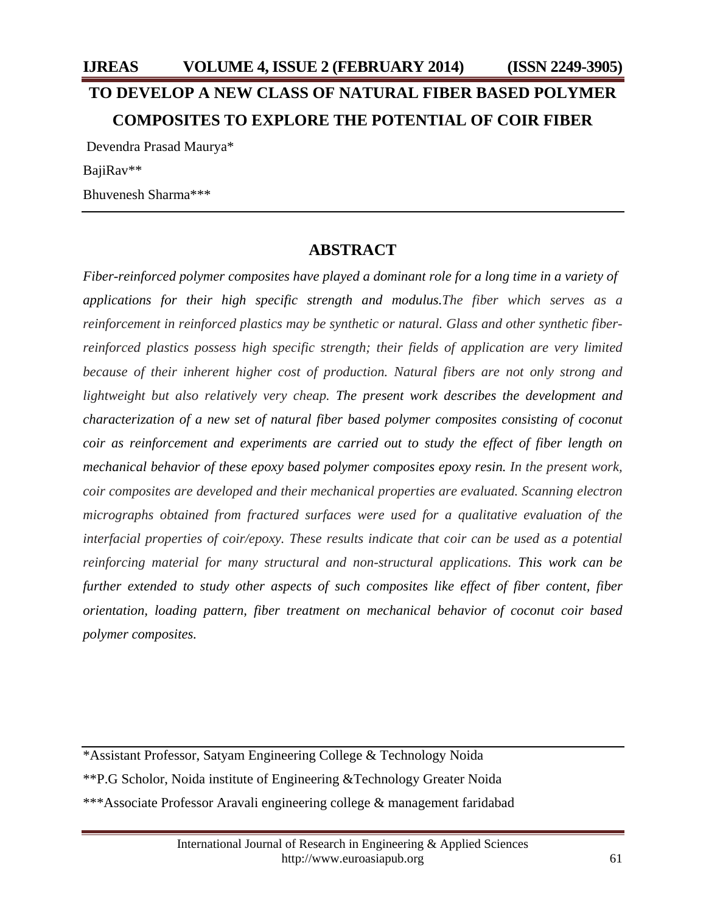# TO DEVELOP A NEW CLASS OF NATURAL FIBER BASED POLYMER COMPOSITES TO EXPLORE THE POTENTIAL OF COIR FIBER

Devendra Prasad Maurya*

BajiRav**

Bhuvenesh Sharma***

## ABSTRACT

*Fiber-reinforced polymer composites have played a dominant role for a long time in a variety of applications for their high specific strength and modulus.The fiber which serves as a reinforcement in reinforced plastics may be synthetic or natural. Glass and other synthetic fiber-reinforced plastics possess high specific strength; their fields of application are very limited because of their inherent higher cost of production. Natural fibers are not only strong and lightweight but also relatively very cheap. The present work describes the development and characterization of a new set of natural fiber based polymer composites consisting of coconut coir as reinforcement and experiments are carried out to study the effect of fiber length on mechanical behavior of these epoxy based polymer composites epoxy resin. In the present work, coir composites are developed and their mechanical properties are evaluated. Scanning electron micrographs obtained from fractured surfaces were used for a qualitative evaluation of the interfacial properties of coir/epoxy. These results indicate that coir can be used as a potential reinforcing material for many structural and non-structural applications. This work can be further extended to study other aspects of such composites like effect of fiber content, fiber orientation, loading pattern, fiber treatment on mechanical behavior of coconut coir based polymer composites.*

---

*Assistant Professor, Satyam Engineering College & Technology Noida

**P.G Scholor, Noida institute of Engineering &Technology Greater Noida

***Associate Professor Aravali engineering college & management faridabad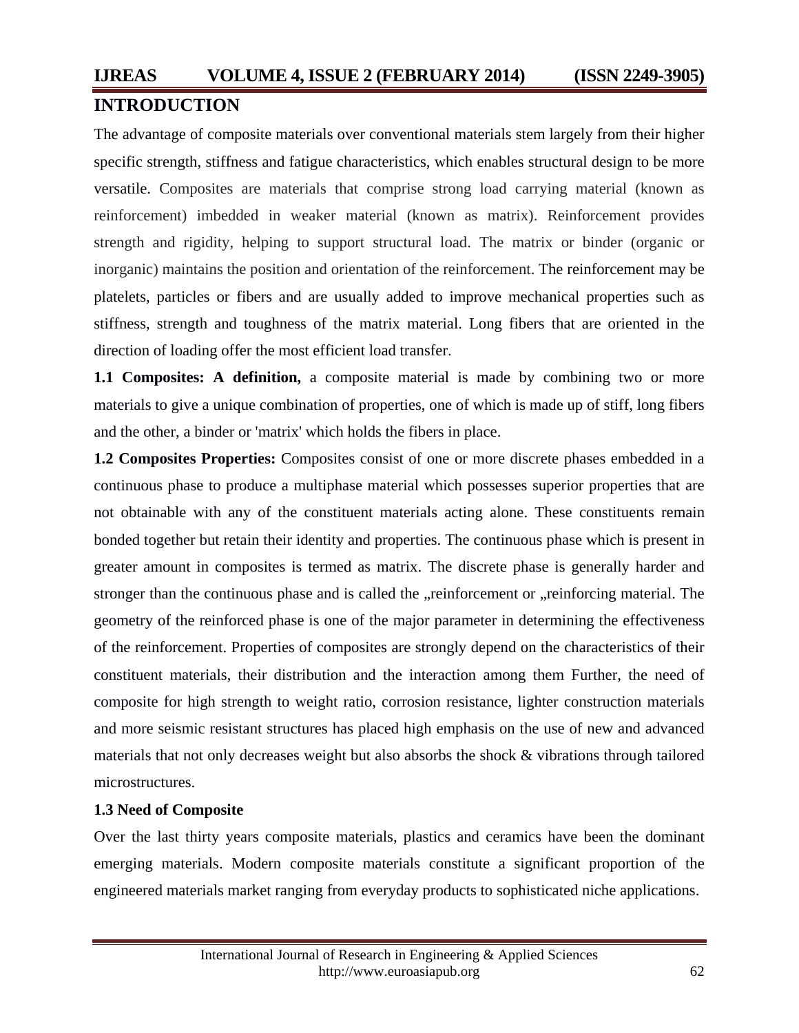## INTRODUCTION

The advantage of composite materials over conventional materials stem largely from their higher specific strength, stiffness and fatigue characteristics, which enables structural design to be more versatile. Composites are materials that comprise strong load carrying material (known as reinforcement) imbedded in weaker material (known as matrix). Reinforcement provides strength and rigidity, helping to support structural load. The matrix or binder (organic or inorganic) maintains the position and orientation of the reinforcement. The reinforcement may be platelets, particles or fibers and are usually added to improve mechanical properties such as stiffness, strength and toughness of the matrix material. Long fibers that are oriented in the direction of loading offer the most efficient load transfer.

**1.1 Composites: A definition,** a composite material is made by combining two or more materials to give a unique combination of properties, one of which is made up of stiff, long fibers and the other, a binder or 'matrix' which holds the fibers in place.

**1.2 Composites Properties:** Composites consist of one or more discrete phases embedded in a continuous phase to produce a multiphase material which possesses superior properties that are not obtainable with any of the constituent materials acting alone. These constituents remain bonded together but retain their identity and properties. The continuous phase which is present in greater amount in composites is termed as matrix. The discrete phase is generally harder and stronger than the continuous phase and is called the „reinforcement or „reinforcing material. The geometry of the reinforced phase is one of the major parameter in determining the effectiveness of the reinforcement. Properties of composites are strongly depend on the characteristics of their constituent materials, their distribution and the interaction among them Further, the need of composite for high strength to weight ratio, corrosion resistance, lighter construction materials and more seismic resistant structures has placed high emphasis on the use of new and advanced materials that not only decreases weight but also absorbs the shock & vibrations through tailored microstructures.

**1.3 Need of Composite**

Over the last thirty years composite materials, plastics and ceramics have been the dominant emerging materials. Modern composite materials constitute a significant proportion of the engineered materials market ranging from everyday products to sophisticated niche applications.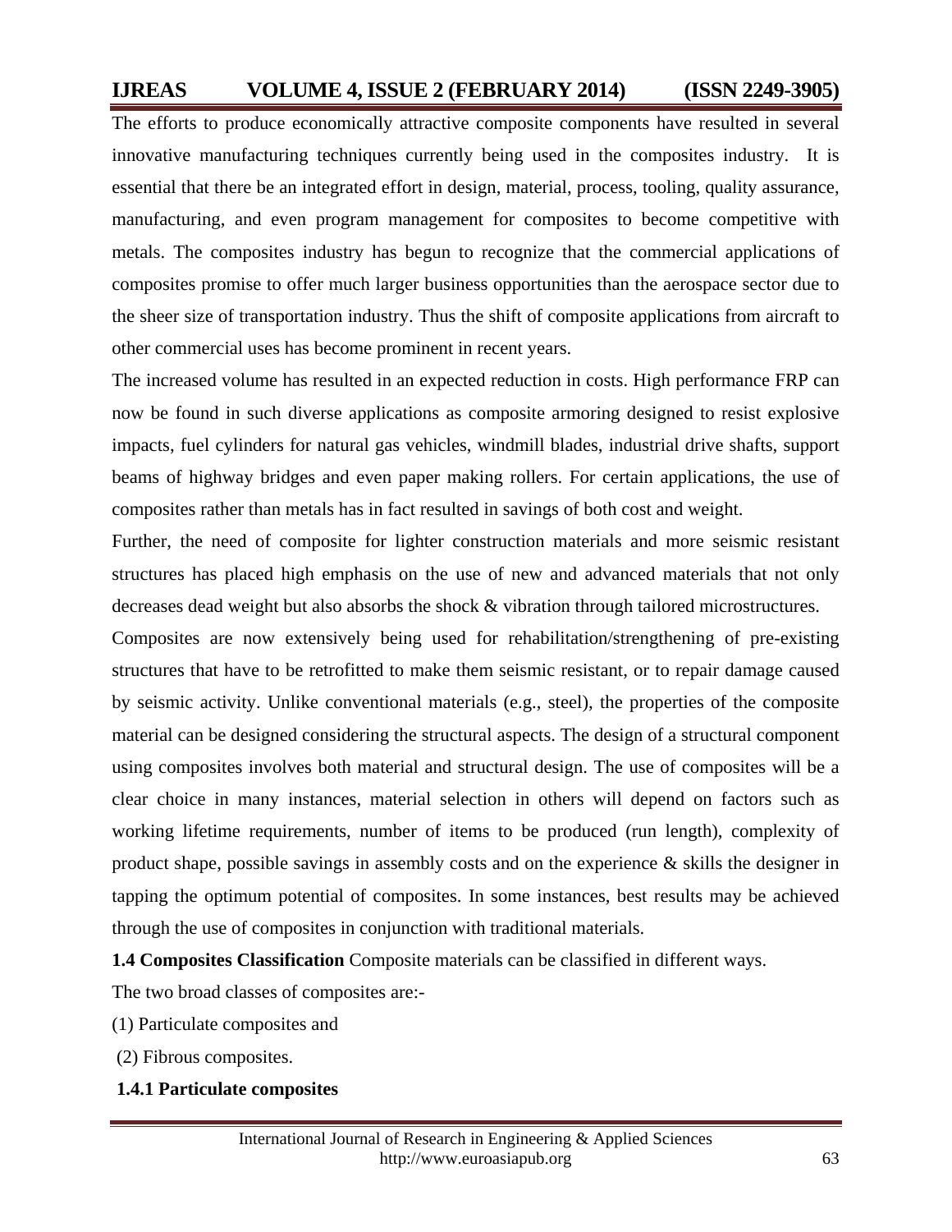The efforts to produce economically attractive composite components have resulted in several innovative manufacturing techniques currently being used in the composites industry. It is essential that there be an integrated effort in design, material, process, tooling, quality assurance, manufacturing, and even program management for composites to become competitive with metals. The composites industry has begun to recognize that the commercial applications of composites promise to offer much larger business opportunities than the aerospace sector due to the sheer size of transportation industry. Thus the shift of composite applications from aircraft to other commercial uses has become prominent in recent years.

The increased volume has resulted in an expected reduction in costs. High performance FRP can now be found in such diverse applications as composite armoring designed to resist explosive impacts, fuel cylinders for natural gas vehicles, windmill blades, industrial drive shafts, support beams of highway bridges and even paper making rollers. For certain applications, the use of composites rather than metals has in fact resulted in savings of both cost and weight.

Further, the need of composite for lighter construction materials and more seismic resistant structures has placed high emphasis on the use of new and advanced materials that not only decreases dead weight but also absorbs the shock & vibration through tailored microstructures.

Composites are now extensively being used for rehabilitation/strengthening of pre-existing structures that have to be retrofitted to make them seismic resistant, or to repair damage caused by seismic activity. Unlike conventional materials (e.g., steel), the properties of the composite material can be designed considering the structural aspects. The design of a structural component using composites involves both material and structural design. The use of composites will be a clear choice in many instances, material selection in others will depend on factors such as working lifetime requirements, number of items to be produced (run length), complexity of product shape, possible savings in assembly costs and on the experience & skills the designer in tapping the optimum potential of composites. In some instances, best results may be achieved through the use of composites in conjunction with traditional materials.

**1.4 Composites Classification** Composite materials can be classified in different ways.

The two broad classes of composites are:-

(1) Particulate composites and

(2) Fibrous composites.

### 1.4.1 Particulate composites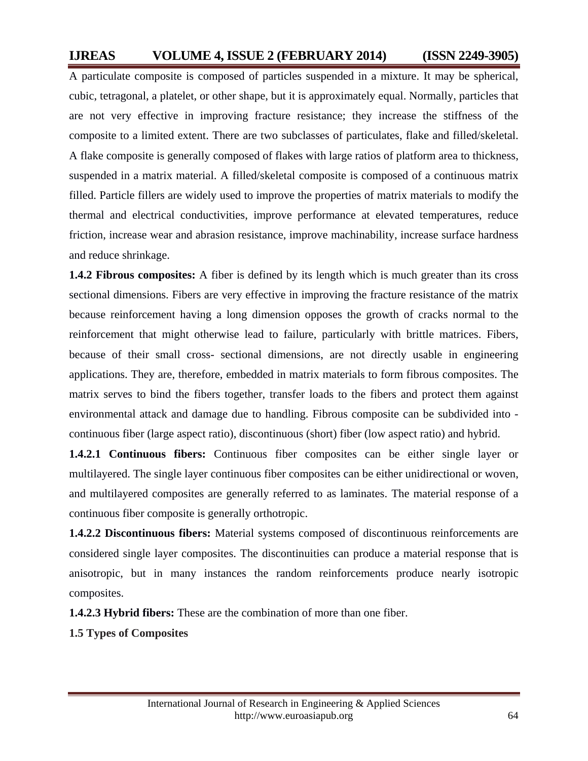A particulate composite is composed of particles suspended in a mixture. It may be spherical, cubic, tetragonal, a platelet, or other shape, but it is approximately equal. Normally, particles that are not very effective in improving fracture resistance; they increase the stiffness of the composite to a limited extent. There are two subclasses of particulates, flake and filled/skeletal. A flake composite is generally composed of flakes with large ratios of platform area to thickness, suspended in a matrix material. A filled/skeletal composite is composed of a continuous matrix filled. Particle fillers are widely used to improve the properties of matrix materials to modify the thermal and electrical conductivities, improve performance at elevated temperatures, reduce friction, increase wear and abrasion resistance, improve machinability, increase surface hardness and reduce shrinkage.

**1.4.2 Fibrous composites:** A fiber is defined by its length which is much greater than its cross sectional dimensions. Fibers are very effective in improving the fracture resistance of the matrix because reinforcement having a long dimension opposes the growth of cracks normal to the reinforcement that might otherwise lead to failure, particularly with brittle matrices. Fibers, because of their small cross- sectional dimensions, are not directly usable in engineering applications. They are, therefore, embedded in matrix materials to form fibrous composites. The matrix serves to bind the fibers together, transfer loads to the fibers and protect them against environmental attack and damage due to handling. Fibrous composite can be subdivided into - continuous fiber (large aspect ratio), discontinuous (short) fiber (low aspect ratio) and hybrid.

**1.4.2.1 Continuous fibers:** Continuous fiber composites can be either single layer or multilayered. The single layer continuous fiber composites can be either unidirectional or woven, and multilayered composites are generally referred to as laminates. The material response of a continuous fiber composite is generally orthotropic.

**1.4.2.2 Discontinuous fibers:** Material systems composed of discontinuous reinforcements are considered single layer composites. The discontinuities can produce a material response that is anisotropic, but in many instances the random reinforcements produce nearly isotropic composites.

**1.4.2.3 Hybrid fibers:** These are the combination of more than one fiber.

**1.5 Types of Composites**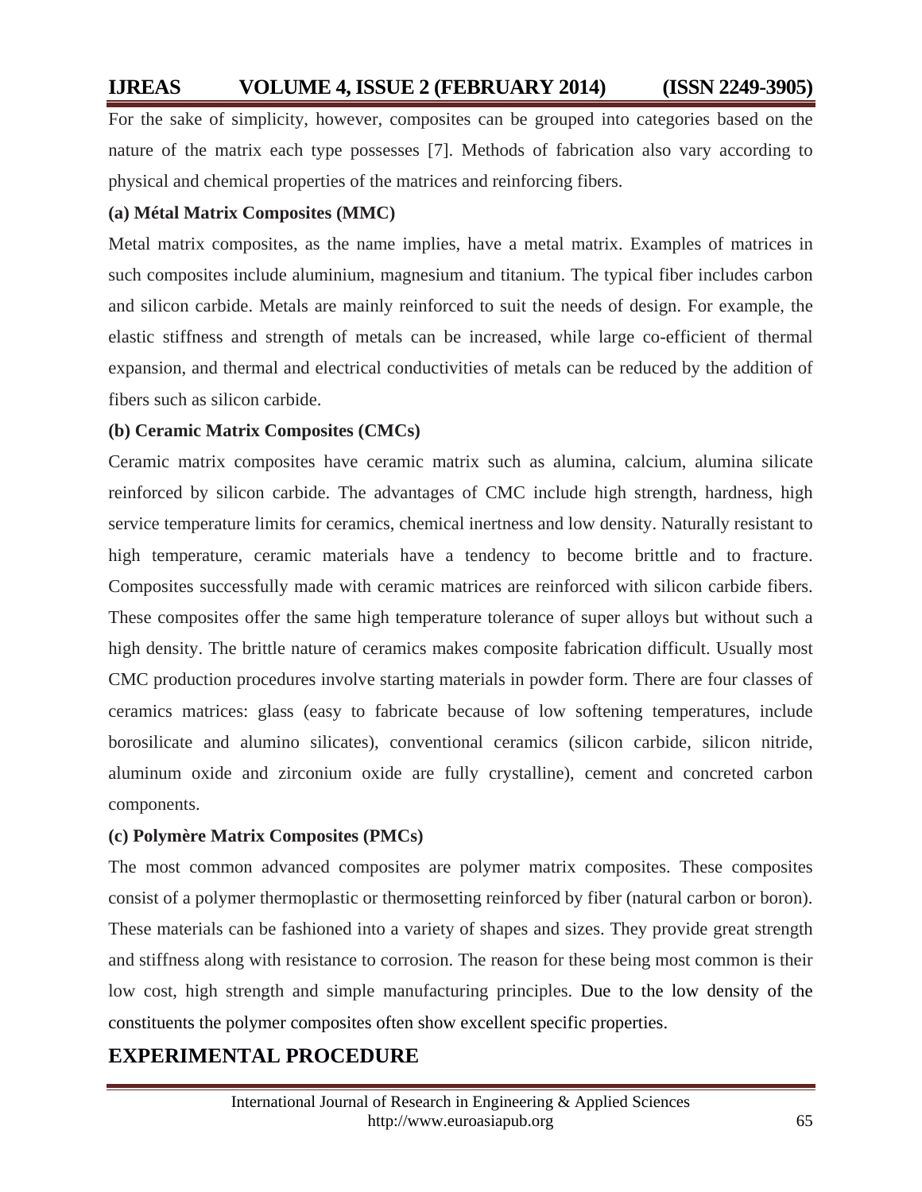For the sake of simplicity, however, composites can be grouped into categories based on the nature of the matrix each type possesses [7]. Methods of fabrication also vary according to physical and chemical properties of the matrices and reinforcing fibers.

**(a) Métal Matrix Composites (MMC)**

Metal matrix composites, as the name implies, have a metal matrix. Examples of matrices in such composites include aluminium, magnesium and titanium. The typical fiber includes carbon and silicon carbide. Metals are mainly reinforced to suit the needs of design. For example, the elastic stiffness and strength of metals can be increased, while large co-efficient of thermal expansion, and thermal and electrical conductivities of metals can be reduced by the addition of fibers such as silicon carbide.

**(b) Ceramic Matrix Composites (CMCs)**

Ceramic matrix composites have ceramic matrix such as alumina, calcium, alumina silicate reinforced by silicon carbide. The advantages of CMC include high strength, hardness, high service temperature limits for ceramics, chemical inertness and low density. Naturally resistant to high temperature, ceramic materials have a tendency to become brittle and to fracture. Composites successfully made with ceramic matrices are reinforced with silicon carbide fibers. These composites offer the same high temperature tolerance of super alloys but without such a high density. The brittle nature of ceramics makes composite fabrication difficult. Usually most CMC production procedures involve starting materials in powder form. There are four classes of ceramics matrices: glass (easy to fabricate because of low softening temperatures, include borosilicate and alumino silicates), conventional ceramics (silicon carbide, silicon nitride, aluminum oxide and zirconium oxide are fully crystalline), cement and concreted carbon components.

**(c) Polymère Matrix Composites (PMCs)**

The most common advanced composites are polymer matrix composites. These composites consist of a polymer thermoplastic or thermosetting reinforced by fiber (natural carbon or boron). These materials can be fashioned into a variety of shapes and sizes. They provide great strength and stiffness along with resistance to corrosion. The reason for these being most common is their low cost, high strength and simple manufacturing principles. Due to the low density of the constituents the polymer composites often show excellent specific properties.

## EXPERIMENTAL PROCEDURE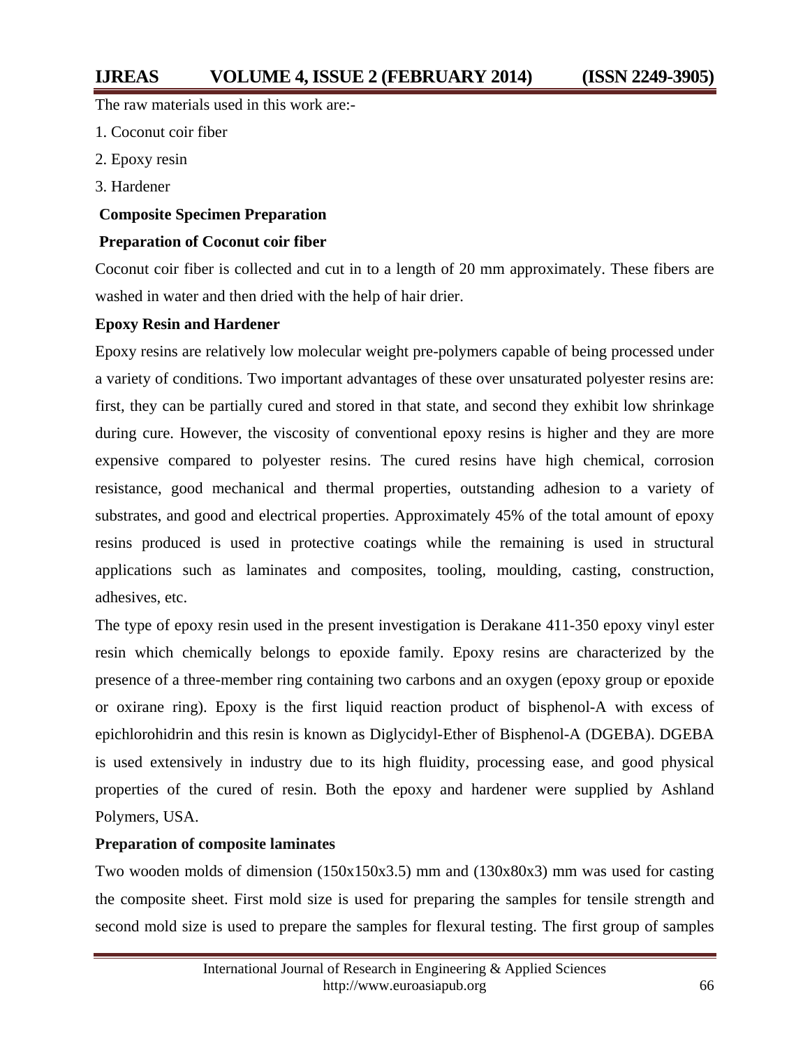The raw materials used in this work are:-

1. Coconut coir fiber
2. Epoxy resin
3. Hardener

### Composite Specimen Preparation

### Preparation of Coconut coir fiber

Coconut coir fiber is collected and cut in to a length of 20 mm approximately. These fibers are washed in water and then dried with the help of hair drier.

### Epoxy Resin and Hardener

Epoxy resins are relatively low molecular weight pre-polymers capable of being processed under a variety of conditions. Two important advantages of these over unsaturated polyester resins are: first, they can be partially cured and stored in that state, and second they exhibit low shrinkage during cure. However, the viscosity of conventional epoxy resins is higher and they are more expensive compared to polyester resins. The cured resins have high chemical, corrosion resistance, good mechanical and thermal properties, outstanding adhesion to a variety of substrates, and good and electrical properties. Approximately 45% of the total amount of epoxy resins produced is used in protective coatings while the remaining is used in structural applications such as laminates and composites, tooling, moulding, casting, construction, adhesives, etc.

The type of epoxy resin used in the present investigation is Derakane 411-350 epoxy vinyl ester resin which chemically belongs to epoxide family. Epoxy resins are characterized by the presence of a three-member ring containing two carbons and an oxygen (epoxy group or epoxide or oxirane ring). Epoxy is the first liquid reaction product of bisphenol-A with excess of epichlorohidrin and this resin is known as Diglycidyl-Ether of Bisphenol-A (DGEBA). DGEBA is used extensively in industry due to its high fluidity, processing ease, and good physical properties of the cured of resin. Both the epoxy and hardener were supplied by Ashland Polymers, USA.

### Preparation of composite laminates

Two wooden molds of dimension (150x150x3.5) mm and (130x80x3) mm was used for casting the composite sheet. First mold size is used for preparing the samples for tensile strength and second mold size is used to prepare the samples for flexural testing. The first group of samples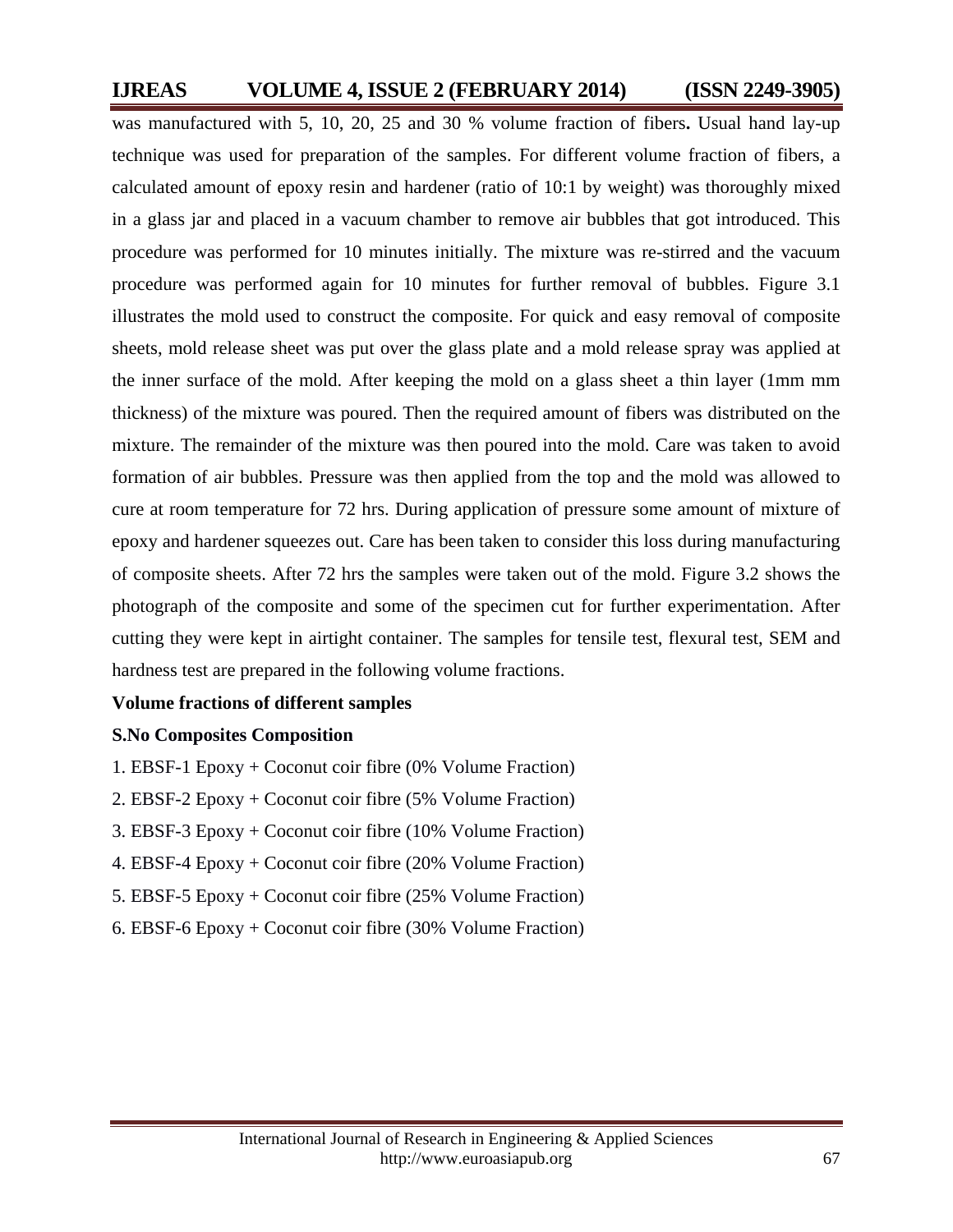was manufactured with 5, 10, 20, 25 and 30 % volume fraction of fibers**.** Usual hand lay-up technique was used for preparation of the samples. For different volume fraction of fibers, a calculated amount of epoxy resin and hardener (ratio of 10:1 by weight) was thoroughly mixed in a glass jar and placed in a vacuum chamber to remove air bubbles that got introduced. This procedure was performed for 10 minutes initially. The mixture was re-stirred and the vacuum procedure was performed again for 10 minutes for further removal of bubbles. Figure 3.1 illustrates the mold used to construct the composite. For quick and easy removal of composite sheets, mold release sheet was put over the glass plate and a mold release spray was applied at the inner surface of the mold. After keeping the mold on a glass sheet a thin layer (1mm mm thickness) of the mixture was poured. Then the required amount of fibers was distributed on the mixture. The remainder of the mixture was then poured into the mold. Care was taken to avoid formation of air bubbles. Pressure was then applied from the top and the mold was allowed to cure at room temperature for 72 hrs. During application of pressure some amount of mixture of epoxy and hardener squeezes out. Care has been taken to consider this loss during manufacturing of composite sheets. After 72 hrs the samples were taken out of the mold. Figure 3.2 shows the photograph of the composite and some of the specimen cut for further experimentation. After cutting they were kept in airtight container. The samples for tensile test, flexural test, SEM and hardness test are prepared in the following volume fractions.

**Volume fractions of different samples**

**S.No Composites Composition**

1. EBSF-1 Epoxy + Coconut coir fibre (0% Volume Fraction)
2. EBSF-2 Epoxy + Coconut coir fibre (5% Volume Fraction)
3. EBSF-3 Epoxy + Coconut coir fibre (10% Volume Fraction)
4. EBSF-4 Epoxy + Coconut coir fibre (20% Volume Fraction)
5. EBSF-5 Epoxy + Coconut coir fibre (25% Volume Fraction)
6. EBSF-6 Epoxy + Coconut coir fibre (30% Volume Fraction)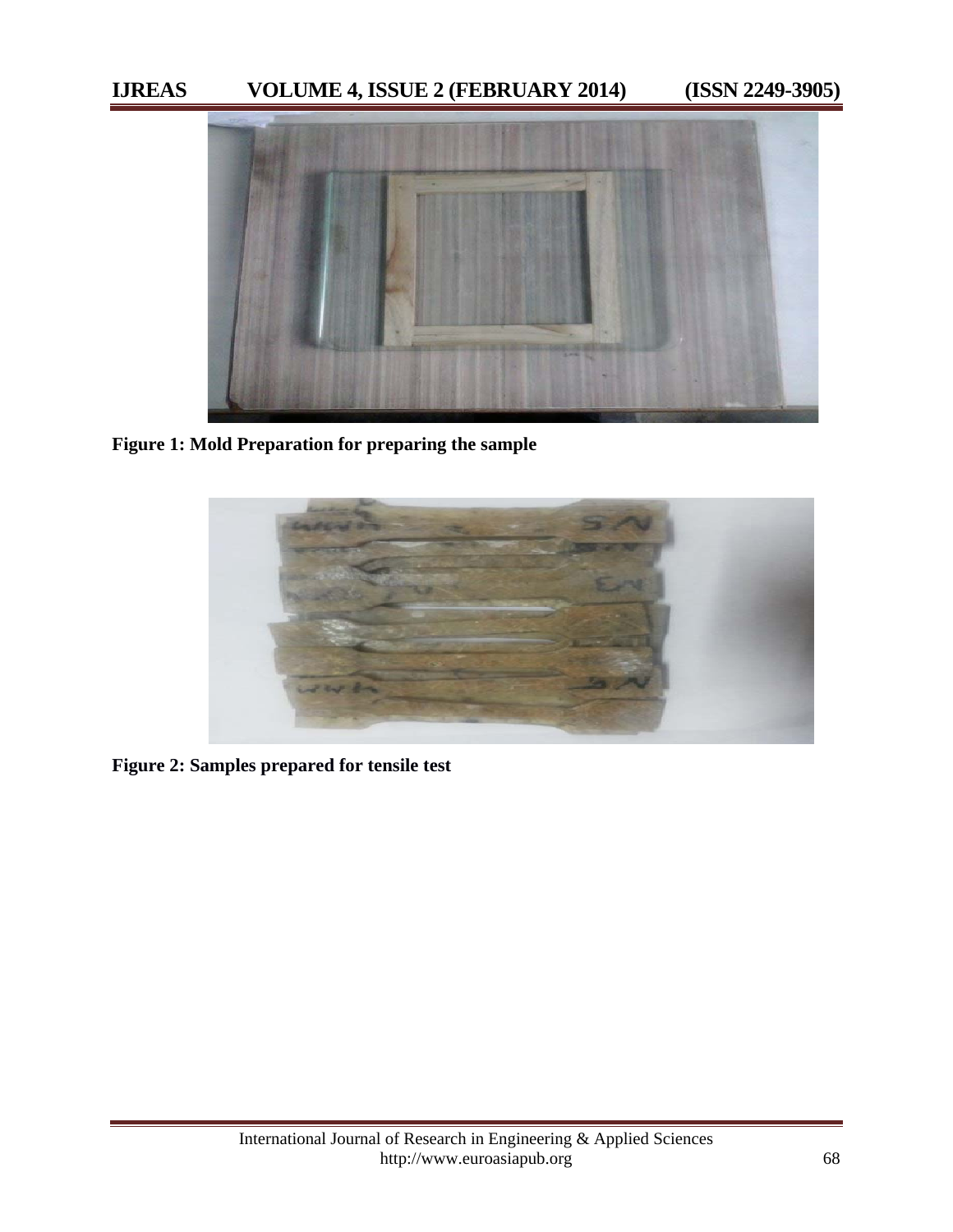**Figure 1: Mold Preparation for preparing the sample**

**Figure 2: Samples prepared for tensile test**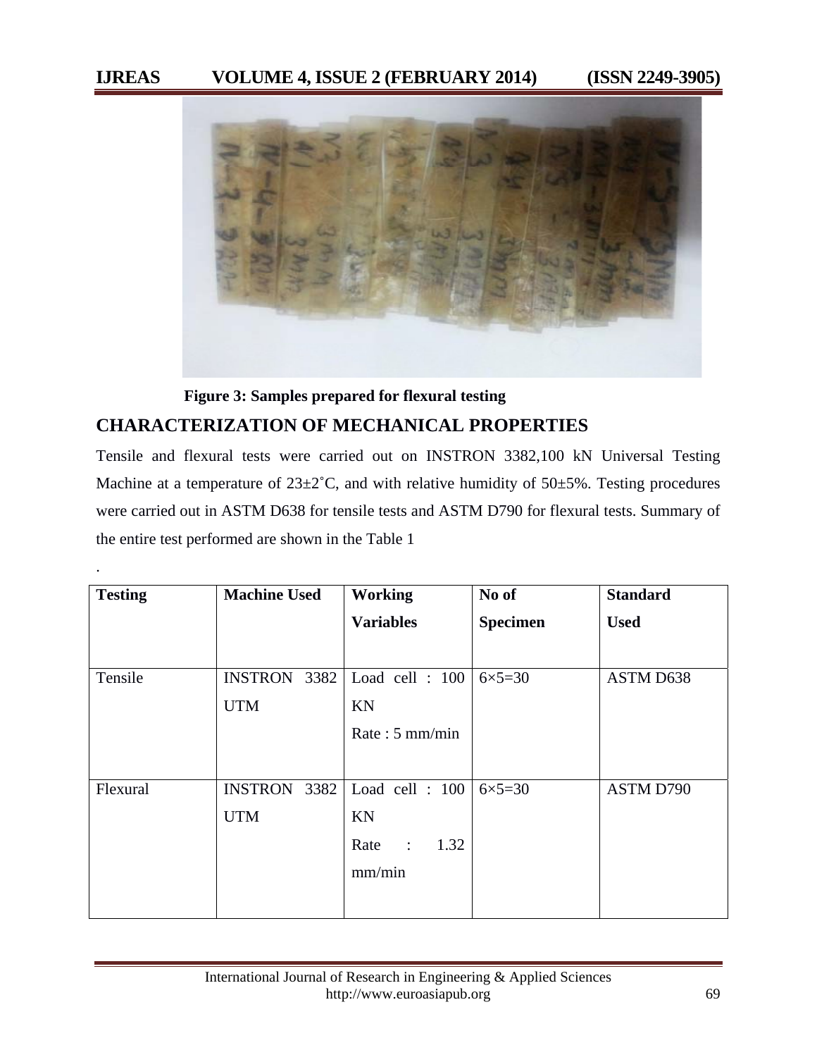Figure 3: Samples prepared for flexural testing

## CHARACTERIZATION OF MECHANICAL PROPERTIES

Tensile and flexural tests were carried out on INSTRON 3382,100 kN Universal Testing Machine at a temperature of 23±2˚C, and with relative humidity of 50±5%. Testing procedures were carried out in ASTM D638 for tensile tests and ASTM D790 for flexural tests. Summary of the entire test performed are shown in the Table 1

.

| Testing | Machine Used | Working Variables | No of Specimen | Standard Used |
|---|---|---|---|---|
| Tensile | INSTRON 3382 UTM | Load cell : 100 KN<br>Rate : 5 mm/min | 6×5=30 | ASTM D638 |
| Flexural | INSTRON 3382 UTM | Load cell : 100 KN<br>Rate : 1.32 mm/min | 6×5=30 | ASTM D790 |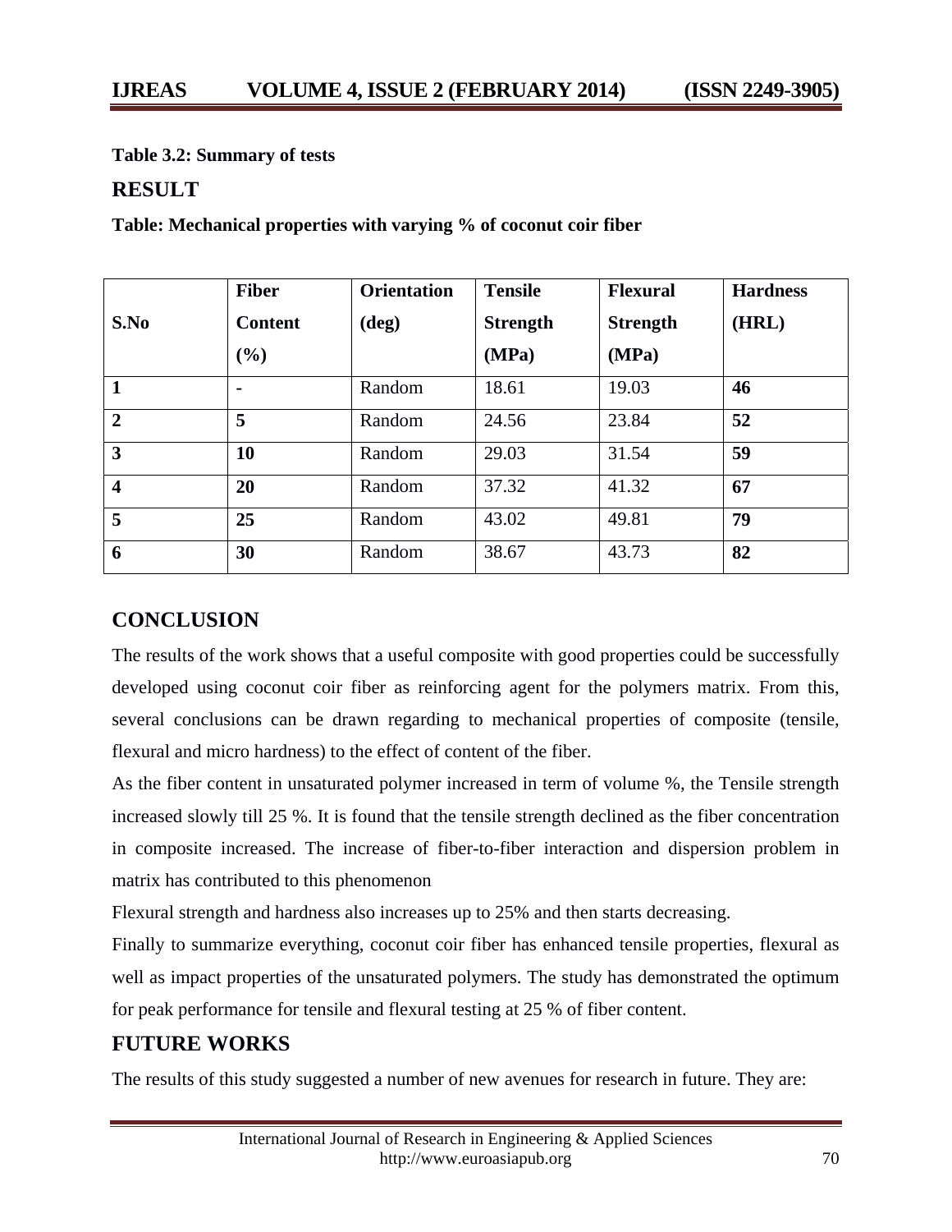**Table 3.2: Summary of tests**

## RESULT

**Table: Mechanical properties with varying % of coconut coir fiber**

| S.No | Fiber Content (%) | Orientation (deg) | Tensile Strength (MPa) | Flexural Strength (MPa) | Hardness (HRL) |
|---|---|---|---|---|---|
| **1** | **-** | Random | 18.61 | 19.03 | **46** |
| **2** | **5** | Random | 24.56 | 23.84 | **52** |
| **3** | **10** | Random | 29.03 | 31.54 | **59** |
| **4** | **20** | Random | 37.32 | 41.32 | **67** |
| **5** | **25** | Random | 43.02 | 49.81 | **79** |
| **6** | **30** | Random | 38.67 | 43.73 | **82** |

## CONCLUSION

The results of the work shows that a useful composite with good properties could be successfully developed using coconut coir fiber as reinforcing agent for the polymers matrix. From this, several conclusions can be drawn regarding to mechanical properties of composite (tensile, flexural and micro hardness) to the effect of content of the fiber.

As the fiber content in unsaturated polymer increased in term of volume %, the Tensile strength increased slowly till 25 %. It is found that the tensile strength declined as the fiber concentration in composite increased. The increase of fiber-to-fiber interaction and dispersion problem in matrix has contributed to this phenomenon

Flexural strength and hardness also increases up to 25% and then starts decreasing.

Finally to summarize everything, coconut coir fiber has enhanced tensile properties, flexural as well as impact properties of the unsaturated polymers. The study has demonstrated the optimum for peak performance for tensile and flexural testing at 25 % of fiber content.

## FUTURE WORKS

The results of this study suggested a number of new avenues for research in future. They are: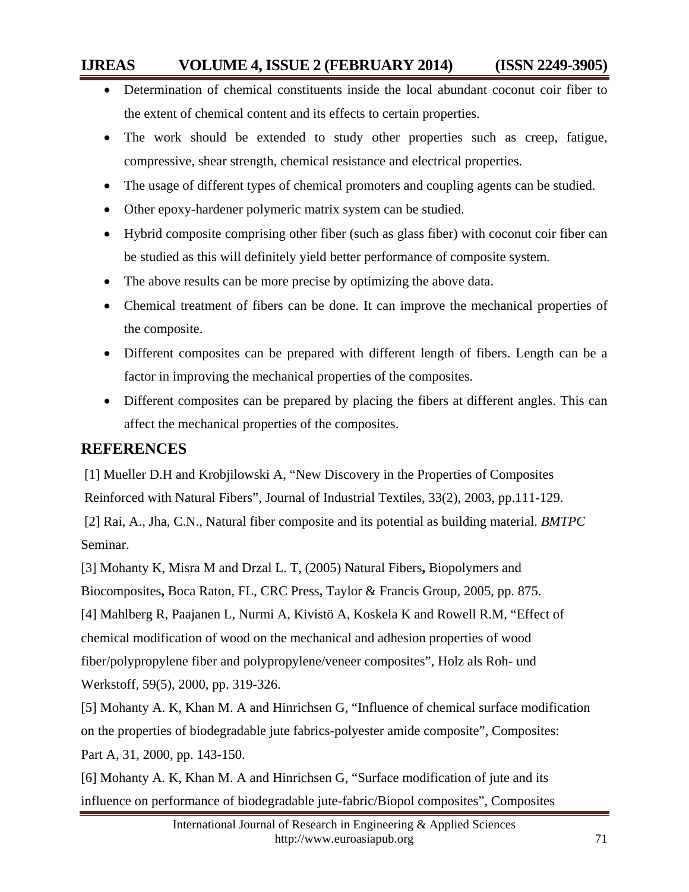- Determination of chemical constituents inside the local abundant coconut coir fiber to the extent of chemical content and its effects to certain properties.
- The work should be extended to study other properties such as creep, fatigue, compressive, shear strength, chemical resistance and electrical properties.
- The usage of different types of chemical promoters and coupling agents can be studied.
- Other epoxy-hardener polymeric matrix system can be studied.
- Hybrid composite comprising other fiber (such as glass fiber) with coconut coir fiber can be studied as this will definitely yield better performance of composite system.
- The above results can be more precise by optimizing the above data.
- Chemical treatment of fibers can be done. It can improve the mechanical properties of the composite.
- Different composites can be prepared with different length of fibers. Length can be a factor in improving the mechanical properties of the composites.
- Different composites can be prepared by placing the fibers at different angles. This can affect the mechanical properties of the composites.

## REFERENCES

[1] Mueller D.H and Krobjilowski A, "New Discovery in the Properties of Composites Reinforced with Natural Fibers", Journal of Industrial Textiles, 33(2), 2003, pp.111-129.

[2] Rai, A., Jha, C.N., Natural fiber composite and its potential as building material. *BMTPC* Seminar.

[3] Mohanty K, Misra M and Drzal L. T, (2005) Natural Fibers**,** Biopolymers and Biocomposites**,** Boca Raton, FL, CRC Press**,** Taylor & Francis Group, 2005, pp. 875.

[4] Mahlberg R, Paajanen L, Nurmi A, Kivistö A, Koskela K and Rowell R.M, "Effect of chemical modification of wood on the mechanical and adhesion properties of wood fiber/polypropylene fiber and polypropylene/veneer composites", Holz als Roh- und Werkstoff, 59(5), 2000, pp. 319-326.

[5] Mohanty A. K, Khan M. A and Hinrichsen G, "Influence of chemical surface modification on the properties of biodegradable jute fabrics-polyester amide composite", Composites: Part A, 31, 2000, pp. 143-150.

[6] Mohanty A. K, Khan M. A and Hinrichsen G, "Surface modification of jute and its influence on performance of biodegradable jute-fabric/Biopol composites", Composites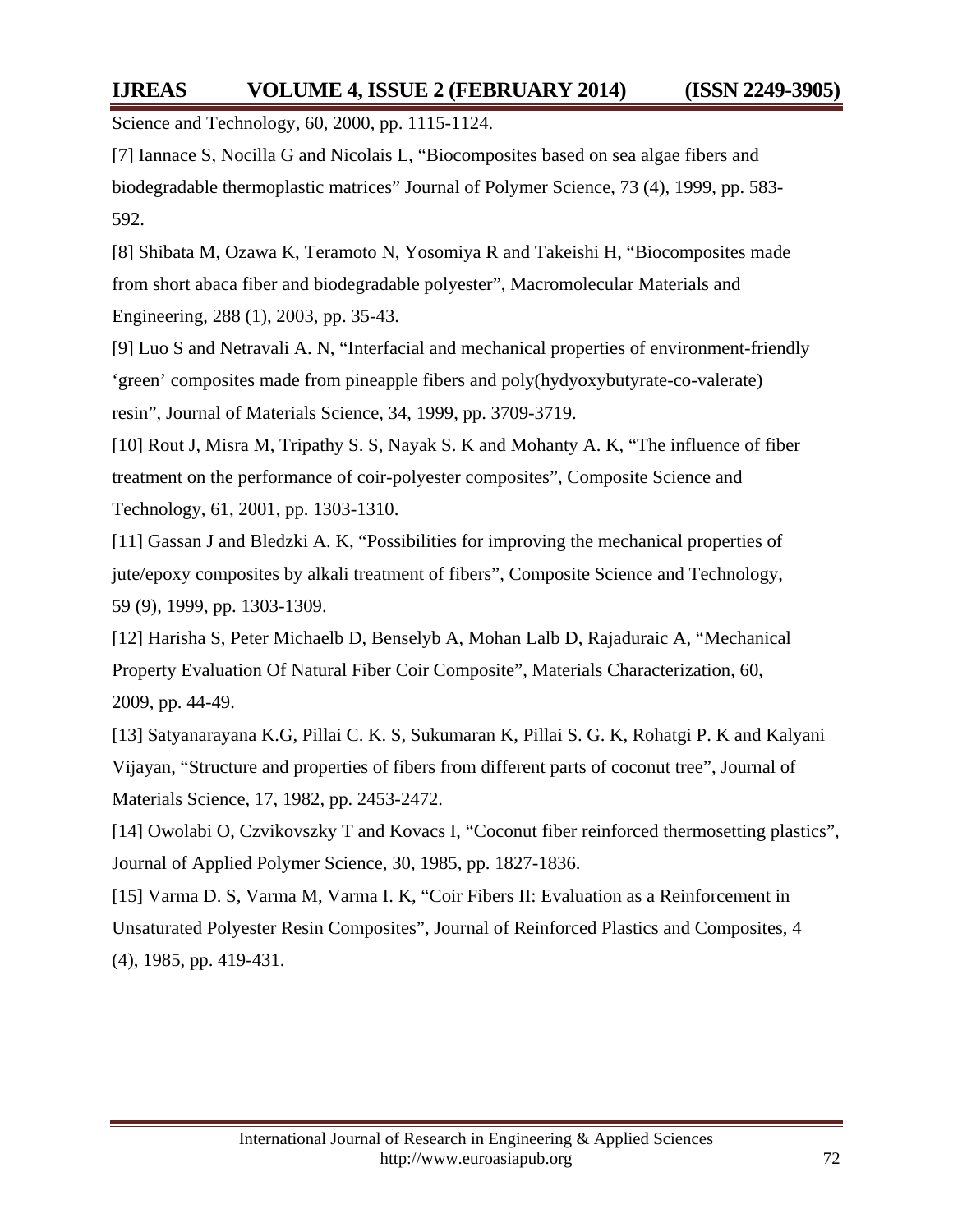Science and Technology, 60, 2000, pp. 1115-1124.

[7] Iannace S, Nocilla G and Nicolais L, "Biocomposites based on sea algae fibers and biodegradable thermoplastic matrices" Journal of Polymer Science, 73 (4), 1999, pp. 583-592.

[8] Shibata M, Ozawa K, Teramoto N, Yosomiya R and Takeishi H, "Biocomposites made from short abaca fiber and biodegradable polyester", Macromolecular Materials and Engineering, 288 (1), 2003, pp. 35-43.

[9] Luo S and Netravali A. N, "Interfacial and mechanical properties of environment-friendly 'green' composites made from pineapple fibers and poly(hydyoxybutyrate-co-valerate) resin", Journal of Materials Science, 34, 1999, pp. 3709-3719.

[10] Rout J, Misra M, Tripathy S. S, Nayak S. K and Mohanty A. K, "The influence of fiber treatment on the performance of coir-polyester composites", Composite Science and Technology, 61, 2001, pp. 1303-1310.

[11] Gassan J and Bledzki A. K, "Possibilities for improving the mechanical properties of jute/epoxy composites by alkali treatment of fibers", Composite Science and Technology, 59 (9), 1999, pp. 1303-1309.

[12] Harisha S, Peter Michaelb D, Benselyb A, Mohan Lalb D, Rajaduraic A, "Mechanical Property Evaluation Of Natural Fiber Coir Composite", Materials Characterization, 60, 2009, pp. 44-49.

[13] Satyanarayana K.G, Pillai C. K. S, Sukumaran K, Pillai S. G. K, Rohatgi P. K and Kalyani Vijayan, "Structure and properties of fibers from different parts of coconut tree", Journal of Materials Science, 17, 1982, pp. 2453-2472.

[14] Owolabi O, Czvikovszky T and Kovacs I, "Coconut fiber reinforced thermosetting plastics", Journal of Applied Polymer Science, 30, 1985, pp. 1827-1836.

[15] Varma D. S, Varma M, Varma I. K, "Coir Fibers II: Evaluation as a Reinforcement in Unsaturated Polyester Resin Composites", Journal of Reinforced Plastics and Composites, 4 (4), 1985, pp. 419-431.